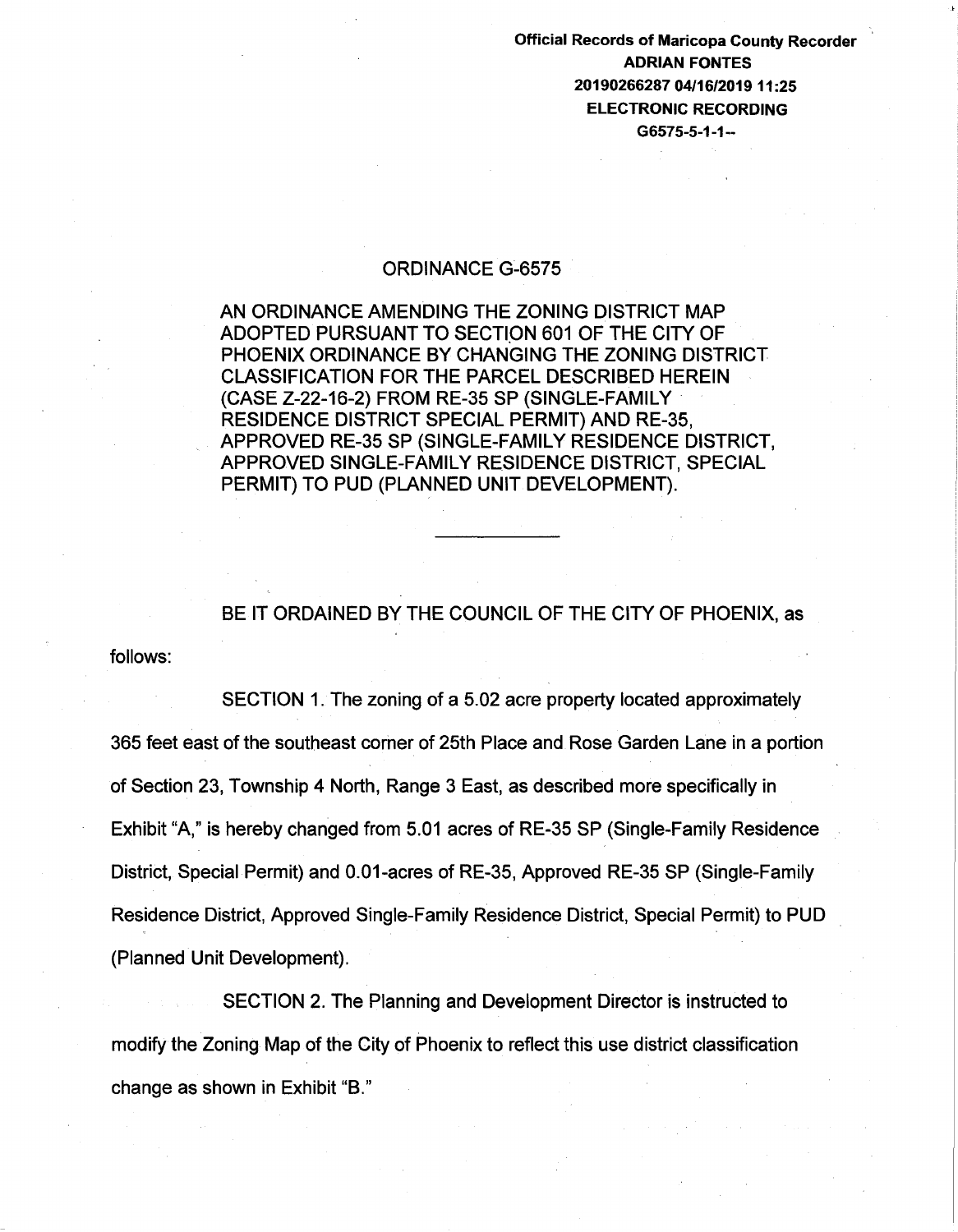Official Records of Maricopa County Recorder
ADRIAN FONTES
20190266287 04/16/2019 11:25
ELECTRONIC RECORDING
G6575-5-1-1--

# ORDINANCE G-6575

AN ORDINANCE AMENDING THE ZONING DISTRICT MAP ADOPTED PURSUANT TO SECTION 601 OF THE CITY OF PHOENIX ORDINANCE BY CHANGING THE ZONING DISTRICT CLASSIFICATION FOR THE PARCEL DESCRIBED HEREIN (CASE Z-22-16-2) FROM RE-35 SP (SINGLE-FAMILY RESIDENCE DISTRICT SPECIAL PERMIT) AND RE-35, APPROVED RE-35 SP (SINGLE-FAMILY RESIDENCE DISTRICT, APPROVED SINGLE-FAMILY RESIDENCE DISTRICT, SPECIAL PERMIT) TO PUD (PLANNED UNIT DEVELOPMENT).

---

BE IT ORDAINED BY THE COUNCIL OF THE CITY OF PHOENIX, as follows:

SECTION 1. The zoning of a 5.02 acre property located approximately 365 feet east of the southeast corner of 25th Place and Rose Garden Lane in a portion of Section 23, Township 4 North, Range 3 East, as described more specifically in Exhibit "A," is hereby changed from 5.01 acres of RE-35 SP (Single-Family Residence District, Special Permit) and 0.01-acres of RE-35, Approved RE-35 SP (Single-Family Residence District, Approved Single-Family Residence District, Special Permit) to PUD (Planned Unit Development).

SECTION 2. The Planning and Development Director is instructed to modify the Zoning Map of the City of Phoenix to reflect this use district classification change as shown in Exhibit "B."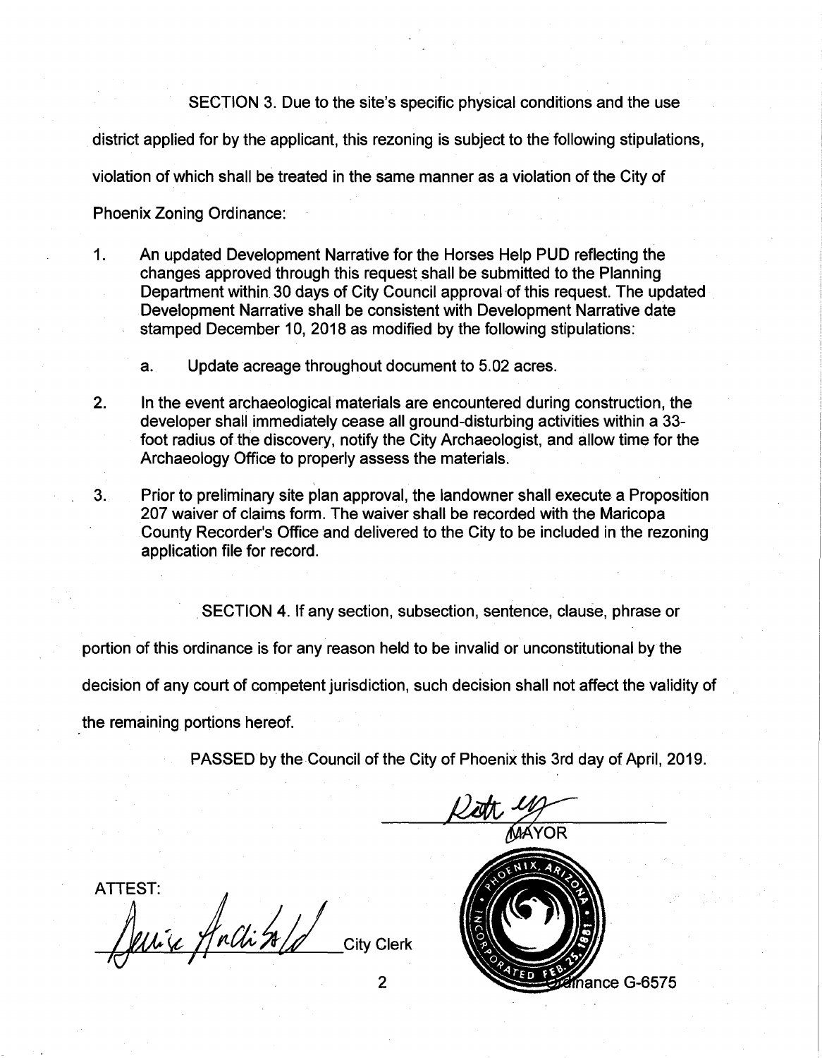SECTION 3. Due to the site's specific physical conditions and the use district applied for by the applicant, this rezoning is subject to the following stipulations, violation of which shall be treated in the same manner as a violation of the City of Phoenix Zoning Ordinance:

1. An updated Development Narrative for the Horses Help PUD reflecting the changes approved through this request shall be submitted to the Planning Department within 30 days of City Council approval of this request. The updated Development Narrative shall be consistent with Development Narrative date stamped December 10, 2018 as modified by the following stipulations:

   a. Update acreage throughout document to 5.02 acres.

2. In the event archaeological materials are encountered during construction, the developer shall immediately cease all ground-disturbing activities within a 33-foot radius of the discovery, notify the City Archaeologist, and allow time for the Archaeology Office to properly assess the materials.

3. Prior to preliminary site plan approval, the landowner shall execute a Proposition 207 waiver of claims form. The waiver shall be recorded with the Maricopa County Recorder's Office and delivered to the City to be included in the rezoning application file for record.

SECTION 4. If any section, subsection, sentence, clause, phrase or portion of this ordinance is for any reason held to be invalid or unconstitutional by the decision of any court of competent jurisdiction, such decision shall not affect the validity of the remaining portions hereof.

PASSED by the Council of the City of Phoenix this 3rd day of April, 2019.

MAYOR

ATTEST:

City Clerk

Ordinance G-6575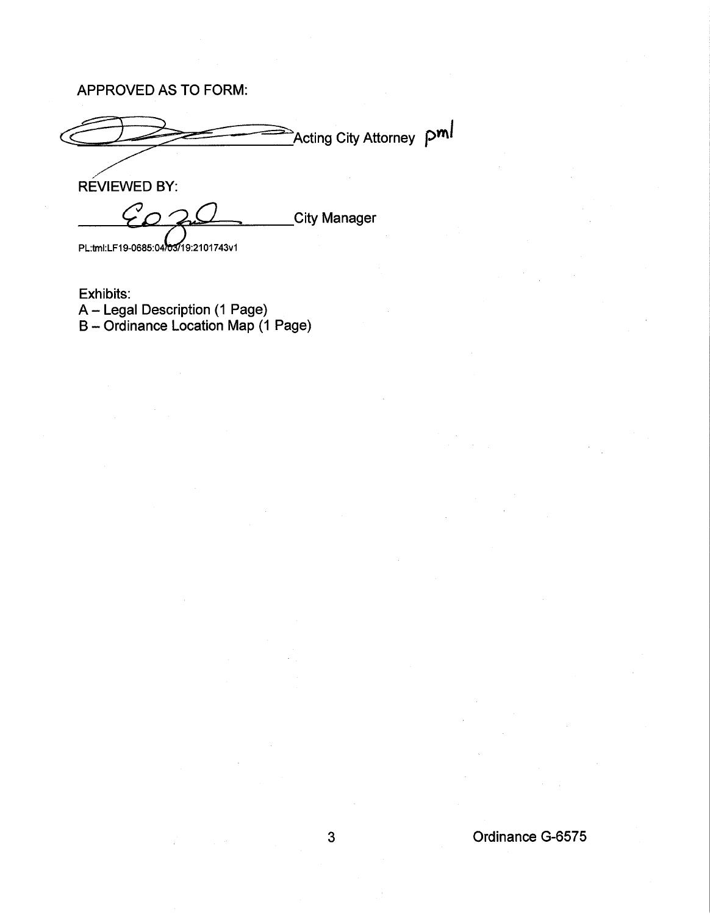APPROVED AS TO FORM:

_______________________ Acting City Attorney pml

REVIEWED BY:

_______________________ City Manager

PL:tml:LF19-0685:04/03/19:2101743v1

Exhibits:
A – Legal Description (1 Page)
B – Ordinance Location Map (1 Page)

Ordinance G-6575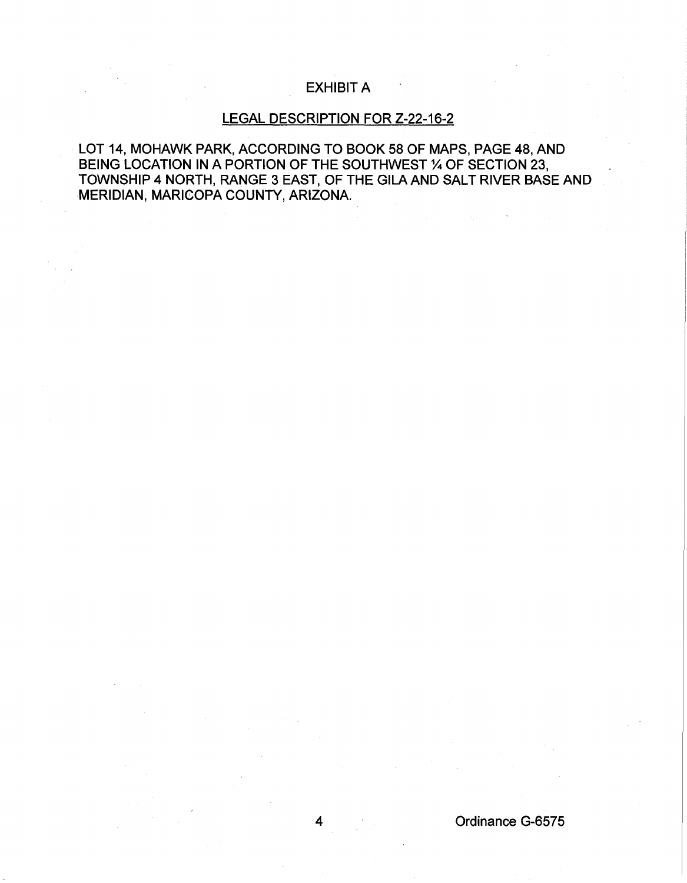# EXHIBIT A

## LEGAL DESCRIPTION FOR Z-22-16-2

LOT 14, MOHAWK PARK, ACCORDING TO BOOK 58 OF MAPS, PAGE 48, AND BEING LOCATION IN A PORTION OF THE SOUTHWEST ¼ OF SECTION 23, TOWNSHIP 4 NORTH, RANGE 3 EAST, OF THE GILA AND SALT RIVER BASE AND MERIDIAN, MARICOPA COUNTY, ARIZONA.

Ordinance G-6575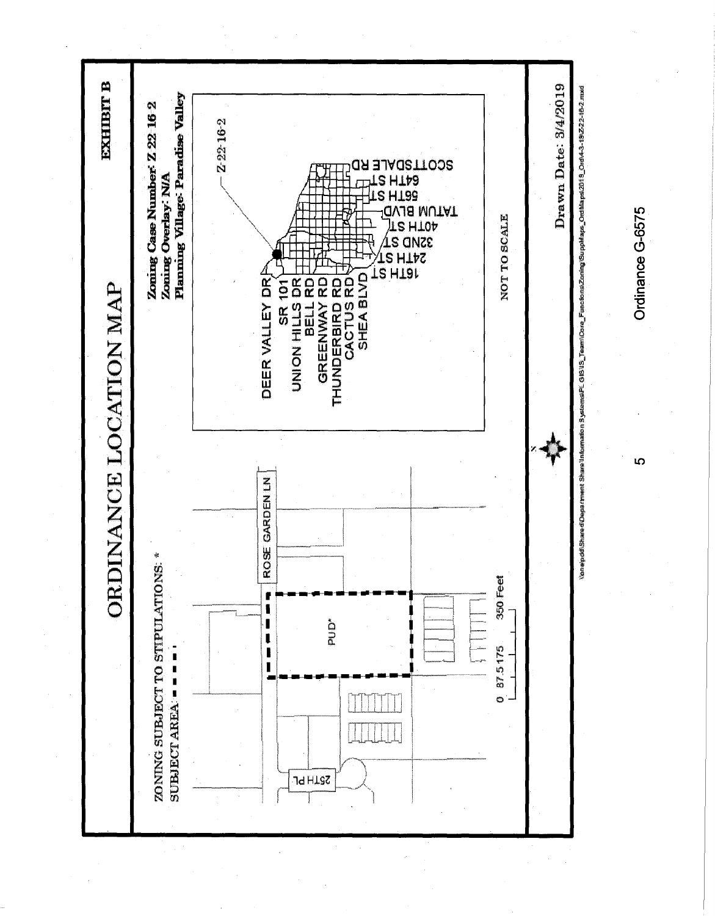# ORDINANCE LOCATION MAP

**EXHIBIT B**

ZONING SUBJECT TO STIPULATIONS: *

SUBJECT AREA: - - - - -

ROSE GARDEN LN

25TH PL

PUD*

0 87.5 175 350 Feet

N

**Zoning Case Number: Z-22-16-2**
**Zoning Overlay: N/A**
**Planning Village: Paradise Valley**

Z-22-16-2

DEER VALLEY DR
SR 101
UNION HILLS DR
BELL RD
GREENWAY RD
THUNDERBIRD RD
CACTUS RD
SHEA BLVD

16TH ST
24TH ST
32ND ST
40TH ST
TATUM BLVD
56TH ST
64TH ST
SCOTTSDALE RD

NOT TO SCALE

Drawn Date: 3/4/2019

\\one\pdd\Shared\Department Share\Information Systems\PL GIS\IS_Team\Core_Functions\Zoning\SuppMaps_OrdMaps\2019_Ord\4-3-19\Z-22-16-2.mxd

Ordinance G-6575